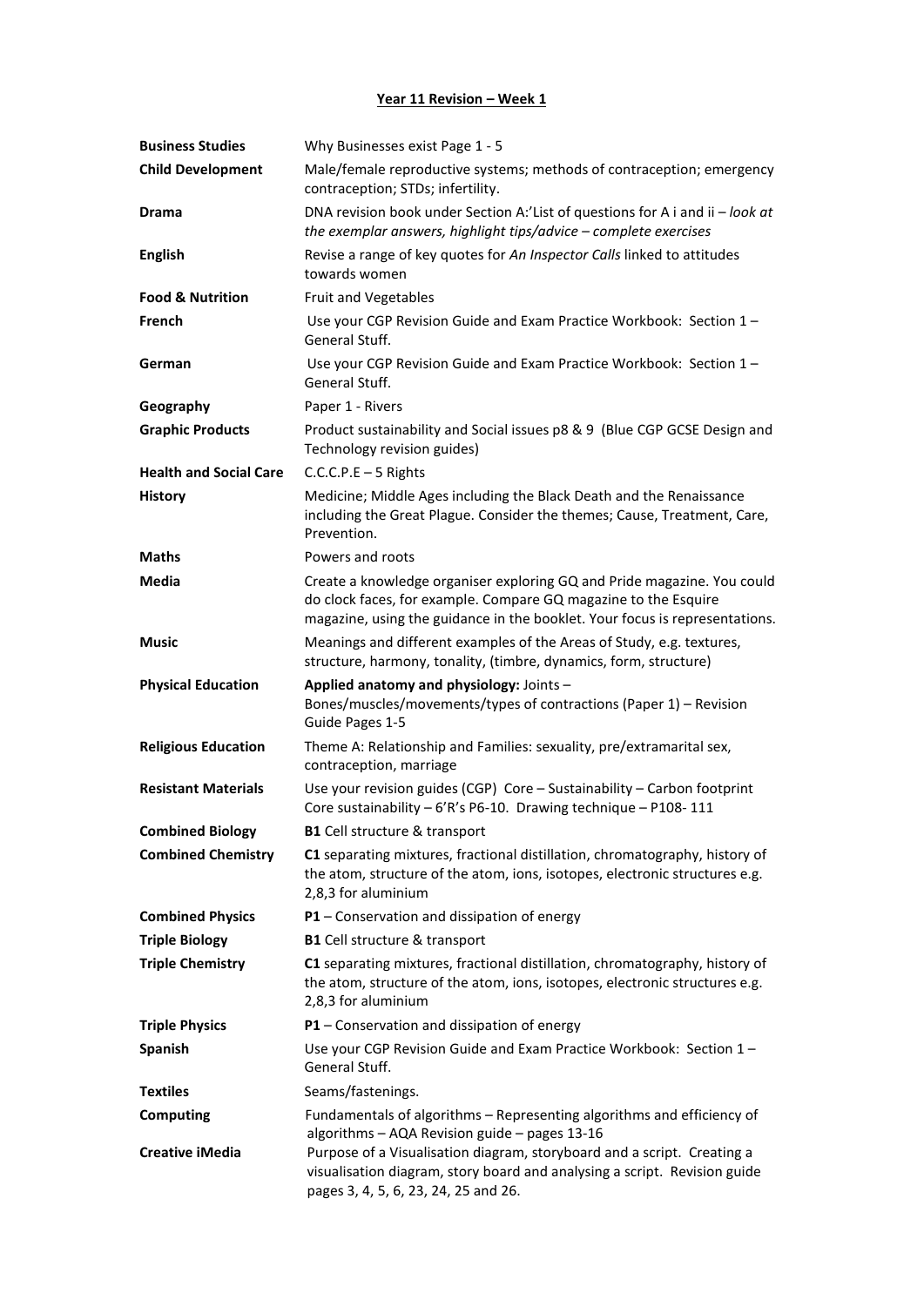# Year 11 Revision – Week 1

| | |
|---|---|
| **Business Studies** | Why Businesses exist Page 1 - 5 |
| **Child Development** | Male/female reproductive systems; methods of contraception; emergency contraception; STDs; infertility. |
| **Drama** | DNA revision book under Section A:'List of questions for A i and ii – *look at the exemplar answers, highlight tips/advice – complete exercises* |
| **English** | Revise a range of key quotes for *An Inspector Calls* linked to attitudes towards women |
| **Food & Nutrition** | Fruit and Vegetables |
| **French** | Use your CGP Revision Guide and Exam Practice Workbook: Section 1 – General Stuff. |
| **German** | Use your CGP Revision Guide and Exam Practice Workbook: Section 1 – General Stuff. |
| **Geography** | Paper 1 - Rivers |
| **Graphic Products** | Product sustainability and Social issues p8 & 9 (Blue CGP GCSE Design and Technology revision guides) |
| **Health and Social Care** | C.C.C.P.E – 5 Rights |
| **History** | Medicine; Middle Ages including the Black Death and the Renaissance including the Great Plague. Consider the themes; Cause, Treatment, Care, Prevention. |
| **Maths** | Powers and roots |
| **Media** | Create a knowledge organiser exploring GQ and Pride magazine. You could do clock faces, for example. Compare GQ magazine to the Esquire magazine, using the guidance in the booklet. Your focus is representations. |
| **Music** | Meanings and different examples of the Areas of Study, e.g. textures, structure, harmony, tonality, (timbre, dynamics, form, structure) |
| **Physical Education** | **Applied anatomy and physiology:** Joints – Bones/muscles/movements/types of contractions (Paper 1) – Revision Guide Pages 1-5 |
| **Religious Education** | Theme A: Relationship and Families: sexuality, pre/extramarital sex, contraception, marriage |
| **Resistant Materials** | Use your revision guides (CGP) Core – Sustainability – Carbon footprint Core sustainability – 6'R's P6-10. Drawing technique – P108- 111 |
| **Combined Biology** | **B1** Cell structure & transport |
| **Combined Chemistry** | **C1** separating mixtures, fractional distillation, chromatography, history of the atom, structure of the atom, ions, isotopes, electronic structures e.g. 2,8,3 for aluminium |
| **Combined Physics** | **P1** – Conservation and dissipation of energy |
| **Triple Biology** | **B1** Cell structure & transport |
| **Triple Chemistry** | **C1** separating mixtures, fractional distillation, chromatography, history of the atom, structure of the atom, ions, isotopes, electronic structures e.g. 2,8,3 for aluminium |
| **Triple Physics** | **P1** – Conservation and dissipation of energy |
| **Spanish** | Use your CGP Revision Guide and Exam Practice Workbook: Section 1 – General Stuff. |
| **Textiles** | Seams/fastenings. |
| **Computing** | Fundamentals of algorithms – Representing algorithms and efficiency of algorithms – AQA Revision guide – pages 13-16 |
| **Creative iMedia** | Purpose of a Visualisation diagram, storyboard and a script. Creating a visualisation diagram, story board and analysing a script. Revision guide pages 3, 4, 5, 6, 23, 24, 25 and 26. |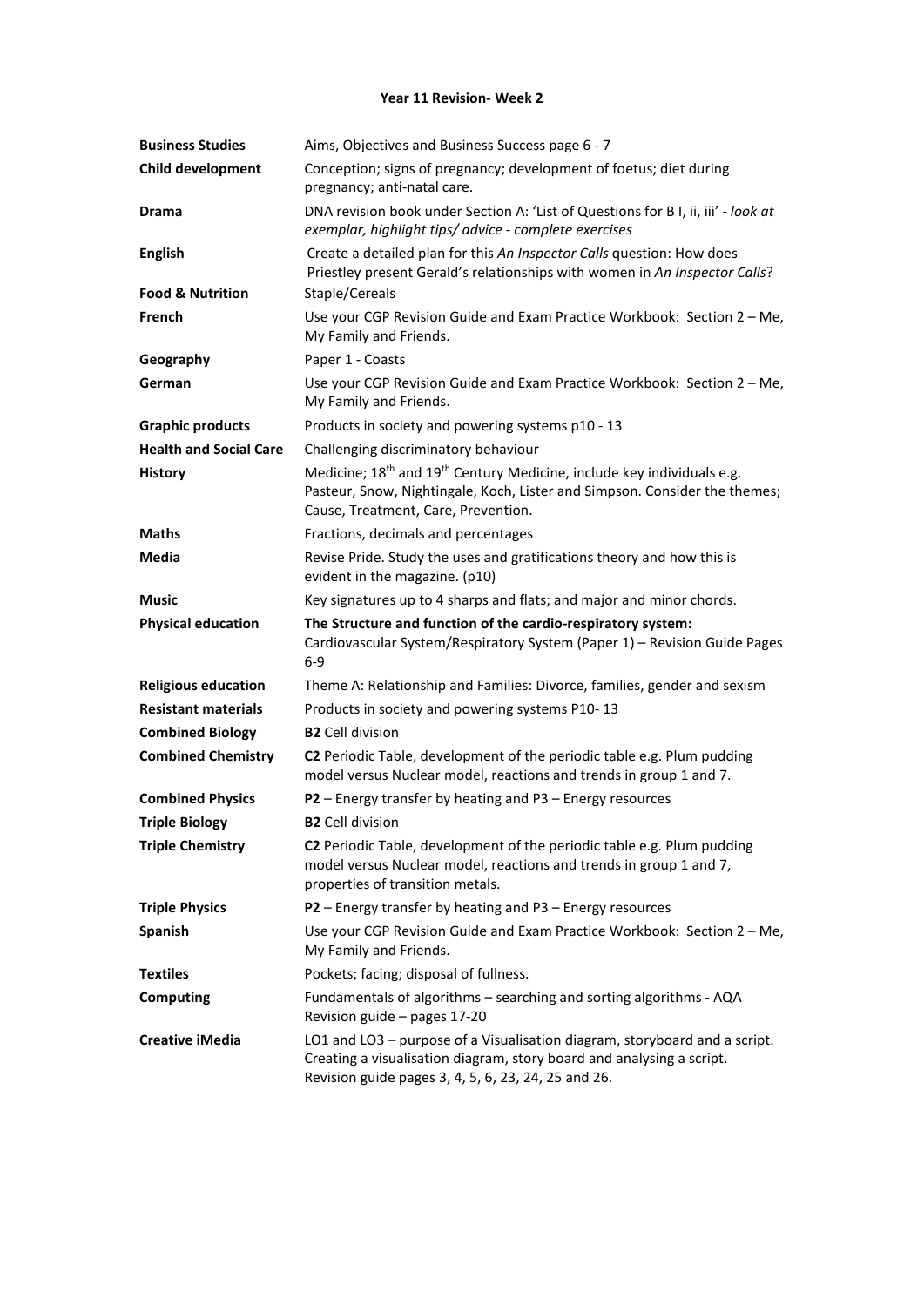**Year 11 Revision- Week 2**

| | |
|---|---|
| **Business Studies** | Aims, Objectives and Business Success page 6 - 7 |
| **Child development** | Conception; signs of pregnancy; development of foetus; diet during pregnancy; anti-natal care. |
| **Drama** | DNA revision book under Section A: 'List of Questions for B I, ii, iii' - *look at exemplar, highlight tips/ advice - complete exercises* |
| **English** | Create a detailed plan for this *An Inspector Calls* question: How does Priestley present Gerald's relationships with women in *An Inspector Calls*? |
| **Food & Nutrition** | Staple/Cereals |
| **French** | Use your CGP Revision Guide and Exam Practice Workbook: Section 2 – Me, My Family and Friends. |
| **Geography** | Paper 1 - Coasts |
| **German** | Use your CGP Revision Guide and Exam Practice Workbook: Section 2 – Me, My Family and Friends. |
| **Graphic products** | Products in society and powering systems p10 - 13 |
| **Health and Social Care** | Challenging discriminatory behaviour |
| **History** | Medicine; 18th and 19th Century Medicine, include key individuals e.g. Pasteur, Snow, Nightingale, Koch, Lister and Simpson. Consider the themes; Cause, Treatment, Care, Prevention. |
| **Maths** | Fractions, decimals and percentages |
| **Media** | Revise Pride. Study the uses and gratifications theory and how this is evident in the magazine. (p10) |
| **Music** | Key signatures up to 4 sharps and flats; and major and minor chords. |
| **Physical education** | **The Structure and function of the cardio-respiratory system:** Cardiovascular System/Respiratory System (Paper 1) – Revision Guide Pages 6-9 |
| **Religious education** | Theme A: Relationship and Families: Divorce, families, gender and sexism |
| **Resistant materials** | Products in society and powering systems P10- 13 |
| **Combined Biology** | **B2** Cell division |
| **Combined Chemistry** | **C2** Periodic Table, development of the periodic table e.g. Plum pudding model versus Nuclear model, reactions and trends in group 1 and 7. |
| **Combined Physics** | **P2** – Energy transfer by heating and P3 – Energy resources |
| **Triple Biology** | **B2** Cell division |
| **Triple Chemistry** | **C2** Periodic Table, development of the periodic table e.g. Plum pudding model versus Nuclear model, reactions and trends in group 1 and 7, properties of transition metals. |
| **Triple Physics** | **P2** – Energy transfer by heating and P3 – Energy resources |
| **Spanish** | Use your CGP Revision Guide and Exam Practice Workbook: Section 2 – Me, My Family and Friends. |
| **Textiles** | Pockets; facing; disposal of fullness. |
| **Computing** | Fundamentals of algorithms – searching and sorting algorithms - AQA Revision guide – pages 17-20 |
| **Creative iMedia** | LO1 and LO3 – purpose of a Visualisation diagram, storyboard and a script. Creating a visualisation diagram, story board and analysing a script. Revision guide pages 3, 4, 5, 6, 23, 24, 25 and 26. |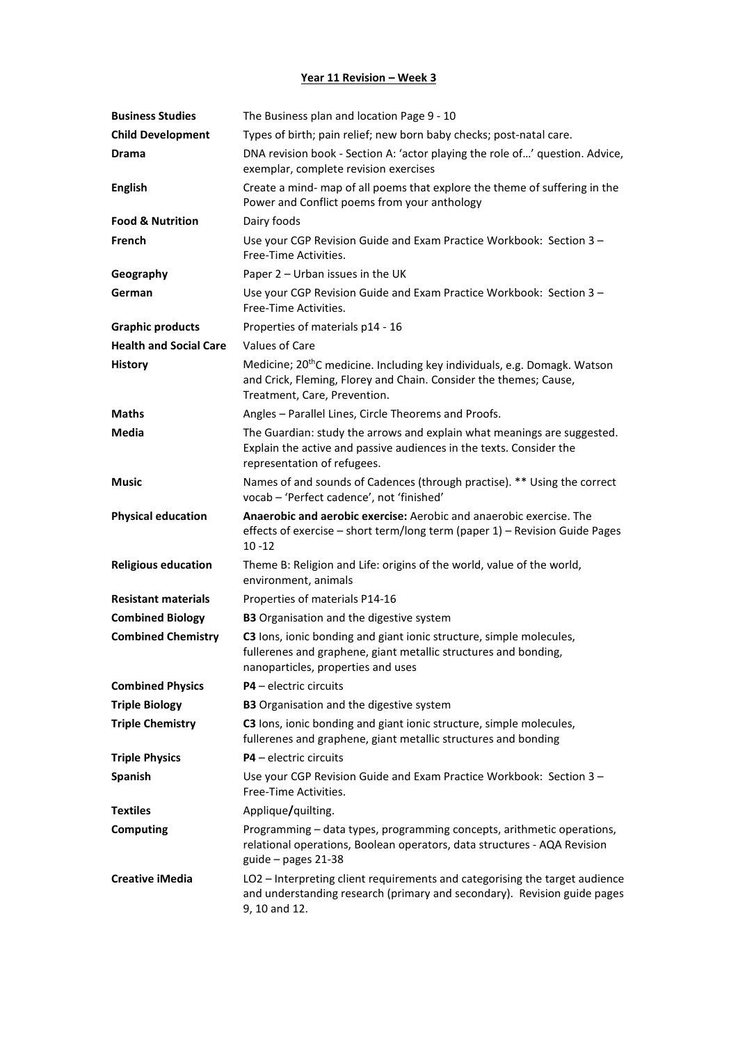# **Year 11 Revision – Week 3**

| | |
|---|---|
| **Business Studies** | The Business plan and location Page 9 - 10 |
| **Child Development** | Types of birth; pain relief; new born baby checks; post-natal care. |
| **Drama** | DNA revision book - Section A: 'actor playing the role of…' question. Advice, exemplar, complete revision exercises |
| **English** | Create a mind- map of all poems that explore the theme of suffering in the Power and Conflict poems from your anthology |
| **Food & Nutrition** | Dairy foods |
| **French** | Use your CGP Revision Guide and Exam Practice Workbook: Section 3 – Free-Time Activities. |
| **Geography** | Paper 2 – Urban issues in the UK |
| **German** | Use your CGP Revision Guide and Exam Practice Workbook: Section 3 – Free-Time Activities. |
| **Graphic products** | Properties of materials p14 - 16 |
| **Health and Social Care** | Values of Care |
| **History** | Medicine; 20thC medicine. Including key individuals, e.g. Domagk. Watson and Crick, Fleming, Florey and Chain. Consider the themes; Cause, Treatment, Care, Prevention. |
| **Maths** | Angles – Parallel Lines, Circle Theorems and Proofs. |
| **Media** | The Guardian: study the arrows and explain what meanings are suggested. Explain the active and passive audiences in the texts. Consider the representation of refugees. |
| **Music** | Names of and sounds of Cadences (through practise). ** Using the correct vocab – 'Perfect cadence', not 'finished' |
| **Physical education** | **Anaerobic and aerobic exercise:** Aerobic and anaerobic exercise. The effects of exercise – short term/long term (paper 1) – Revision Guide Pages 10 -12 |
| **Religious education** | Theme B: Religion and Life: origins of the world, value of the world, environment, animals |
| **Resistant materials** | Properties of materials P14-16 |
| **Combined Biology** | **B3** Organisation and the digestive system |
| **Combined Chemistry** | **C3** Ions, ionic bonding and giant ionic structure, simple molecules, fullerenes and graphene, giant metallic structures and bonding, nanoparticles, properties and uses |
| **Combined Physics** | **P4** – electric circuits |
| **Triple Biology** | **B3** Organisation and the digestive system |
| **Triple Chemistry** | **C3** Ions, ionic bonding and giant ionic structure, simple molecules, fullerenes and graphene, giant metallic structures and bonding |
| **Triple Physics** | **P4** – electric circuits |
| **Spanish** | Use your CGP Revision Guide and Exam Practice Workbook: Section 3 – Free-Time Activities. |
| **Textiles** | Applique**/**quilting. |
| **Computing** | Programming – data types, programming concepts, arithmetic operations, relational operations, Boolean operators, data structures - AQA Revision guide – pages 21-38 |
| **Creative iMedia** | LO2 – Interpreting client requirements and categorising the target audience and understanding research (primary and secondary). Revision guide pages 9, 10 and 12. |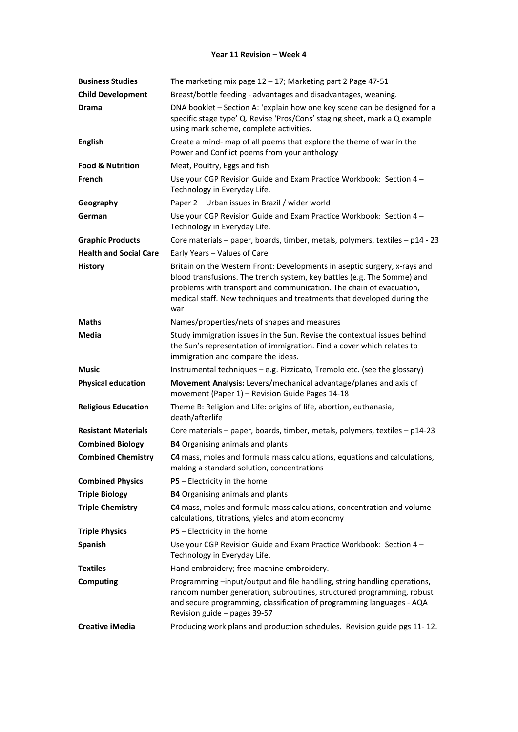**Year 11 Revision – Week 4**

| | |
|---|---|
| **Business Studies** | **T**he marketing mix page 12 – 17; Marketing part 2 Page 47-51 |
| **Child Development** | Breast/bottle feeding - advantages and disadvantages, weaning. |
| **Drama** | DNA booklet – Section A: 'explain how one key scene can be designed for a specific stage type' Q. Revise 'Pros/Cons' staging sheet, mark a Q example using mark scheme, complete activities. |
| **English** | Create a mind- map of all poems that explore the theme of war in the Power and Conflict poems from your anthology |
| **Food & Nutrition** | Meat, Poultry, Eggs and fish |
| **French** | Use your CGP Revision Guide and Exam Practice Workbook: Section 4 – Technology in Everyday Life. |
| **Geography** | Paper 2 – Urban issues in Brazil / wider world |
| **German** | Use your CGP Revision Guide and Exam Practice Workbook: Section 4 – Technology in Everyday Life. |
| **Graphic Products** | Core materials – paper, boards, timber, metals, polymers, textiles – p14 - 23 |
| **Health and Social Care** | Early Years – Values of Care |
| **History** | Britain on the Western Front: Developments in aseptic surgery, x-rays and blood transfusions. The trench system, key battles (e.g. The Somme) and problems with transport and communication. The chain of evacuation, medical staff. New techniques and treatments that developed during the war |
| **Maths** | Names/properties/nets of shapes and measures |
| **Media** | Study immigration issues in the Sun. Revise the contextual issues behind the Sun's representation of immigration. Find a cover which relates to immigration and compare the ideas. |
| **Music** | Instrumental techniques – e.g. Pizzicato, Tremolo etc. (see the glossary) |
| **Physical education** | **Movement Analysis:** Levers/mechanical advantage/planes and axis of movement (Paper 1) – Revision Guide Pages 14-18 |
| **Religious Education** | Theme B: Religion and Life: origins of life, abortion, euthanasia, death/afterlife |
| **Resistant Materials** | Core materials – paper, boards, timber, metals, polymers, textiles – p14-23 |
| **Combined Biology** | **B4** Organising animals and plants |
| **Combined Chemistry** | **C4** mass, moles and formula mass calculations, equations and calculations, making a standard solution, concentrations |
| **Combined Physics** | **P5** – Electricity in the home |
| **Triple Biology** | **B4** Organising animals and plants |
| **Triple Chemistry** | **C4** mass, moles and formula mass calculations, concentration and volume calculations, titrations, yields and atom economy |
| **Triple Physics** | **P5** – Electricity in the home |
| **Spanish** | Use your CGP Revision Guide and Exam Practice Workbook: Section 4 – Technology in Everyday Life. |
| **Textiles** | Hand embroidery; free machine embroidery. |
| **Computing** | Programming –input/output and file handling, string handling operations, random number generation, subroutines, structured programming, robust and secure programming, classification of programming languages - AQA Revision guide – pages 39-57 |
| **Creative iMedia** | Producing work plans and production schedules. Revision guide pgs 11- 12. |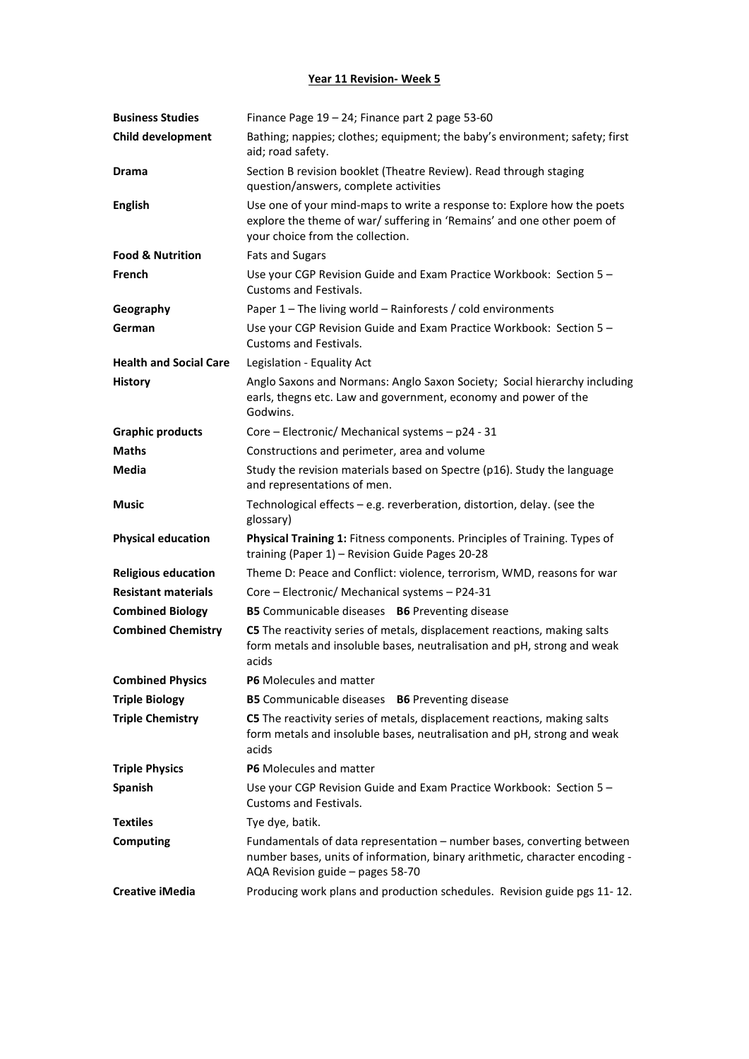**Year 11 Revision- Week 5**

| | |
|---|---|
| **Business Studies** | Finance Page 19 – 24; Finance part 2 page 53-60 |
| **Child development** | Bathing; nappies; clothes; equipment; the baby's environment; safety; first aid; road safety. |
| **Drama** | Section B revision booklet (Theatre Review). Read through staging question/answers, complete activities |
| **English** | Use one of your mind-maps to write a response to: Explore how the poets explore the theme of war/ suffering in 'Remains' and one other poem of your choice from the collection. |
| **Food & Nutrition** | Fats and Sugars |
| **French** | Use your CGP Revision Guide and Exam Practice Workbook: Section 5 – Customs and Festivals. |
| **Geography** | Paper 1 – The living world – Rainforests / cold environments |
| **German** | Use your CGP Revision Guide and Exam Practice Workbook: Section 5 – Customs and Festivals. |
| **Health and Social Care** | Legislation - Equality Act |
| **History** | Anglo Saxons and Normans: Anglo Saxon Society; Social hierarchy including earls, thegns etc. Law and government, economy and power of the Godwins. |
| **Graphic products** | Core – Electronic/ Mechanical systems – p24 - 31 |
| **Maths** | Constructions and perimeter, area and volume |
| **Media** | Study the revision materials based on Spectre (p16). Study the language and representations of men. |
| **Music** | Technological effects – e.g. reverberation, distortion, delay. (see the glossary) |
| **Physical education** | **Physical Training 1:** Fitness components. Principles of Training. Types of training (Paper 1) – Revision Guide Pages 20-28 |
| **Religious education** | Theme D: Peace and Conflict: violence, terrorism, WMD, reasons for war |
| **Resistant materials** | Core – Electronic/ Mechanical systems – P24-31 |
| **Combined Biology** | **B5** Communicable diseases **B6** Preventing disease |
| **Combined Chemistry** | **C5** The reactivity series of metals, displacement reactions, making salts form metals and insoluble bases, neutralisation and pH, strong and weak acids |
| **Combined Physics** | **P6** Molecules and matter |
| **Triple Biology** | **B5** Communicable diseases **B6** Preventing disease |
| **Triple Chemistry** | **C5** The reactivity series of metals, displacement reactions, making salts form metals and insoluble bases, neutralisation and pH, strong and weak acids |
| **Triple Physics** | **P6** Molecules and matter |
| **Spanish** | Use your CGP Revision Guide and Exam Practice Workbook: Section 5 – Customs and Festivals. |
| **Textiles** | Tye dye, batik. |
| **Computing** | Fundamentals of data representation – number bases, converting between number bases, units of information, binary arithmetic, character encoding - AQA Revision guide – pages 58-70 |
| **Creative iMedia** | Producing work plans and production schedules. Revision guide pgs 11- 12. |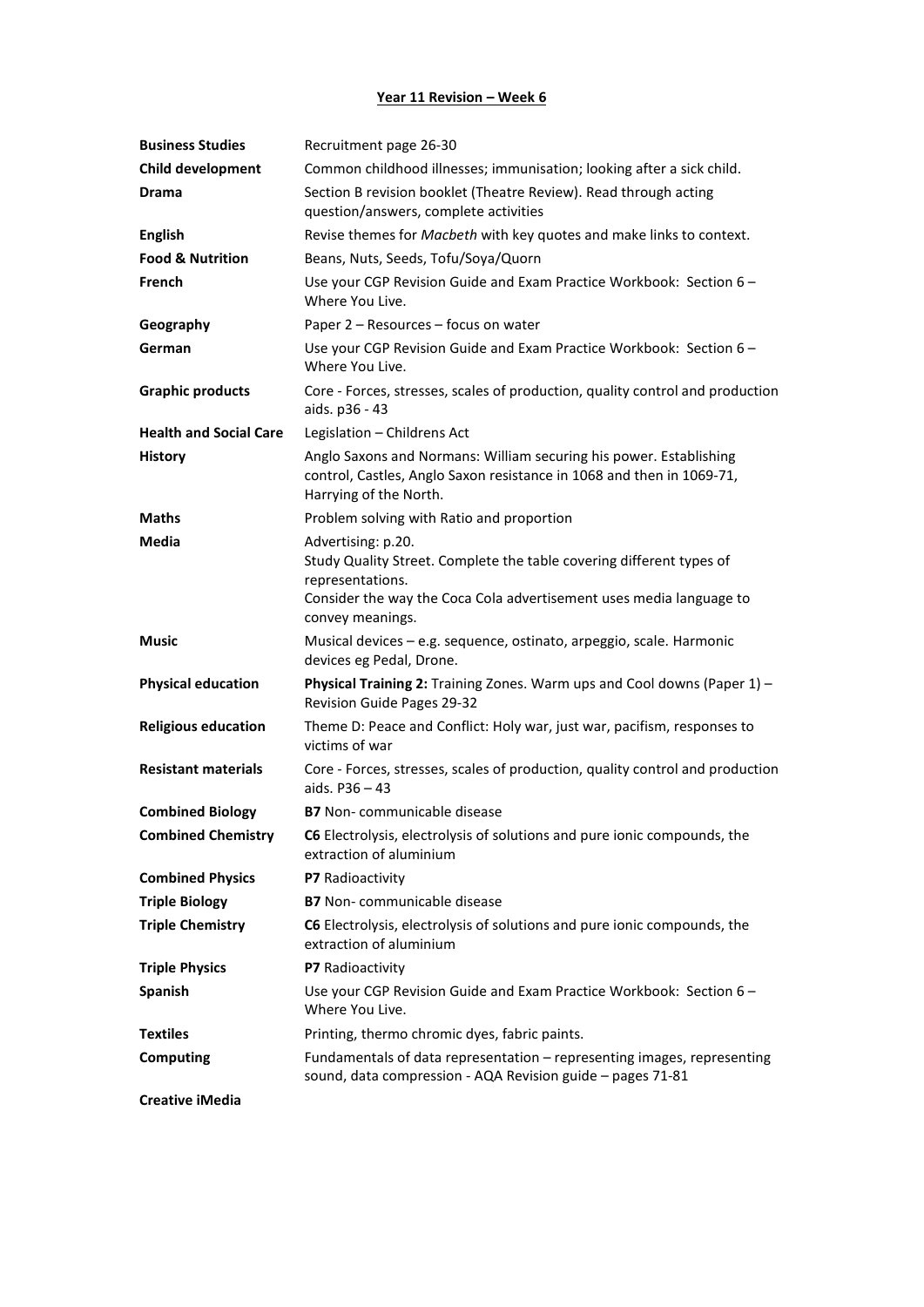**Year 11 Revision – Week 6**

| | |
|---|---|
| **Business Studies** | Recruitment page 26-30 |
| **Child development** | Common childhood illnesses; immunisation; looking after a sick child. |
| **Drama** | Section B revision booklet (Theatre Review). Read through acting question/answers, complete activities |
| **English** | Revise themes for *Macbeth* with key quotes and make links to context. |
| **Food & Nutrition** | Beans, Nuts, Seeds, Tofu/Soya/Quorn |
| **French** | Use your CGP Revision Guide and Exam Practice Workbook: Section 6 – Where You Live. |
| **Geography** | Paper 2 – Resources – focus on water |
| **German** | Use your CGP Revision Guide and Exam Practice Workbook: Section 6 – Where You Live. |
| **Graphic products** | Core - Forces, stresses, scales of production, quality control and production aids. p36 - 43 |
| **Health and Social Care** | Legislation – Childrens Act |
| **History** | Anglo Saxons and Normans: William securing his power. Establishing control, Castles, Anglo Saxon resistance in 1068 and then in 1069-71, Harrying of the North. |
| **Maths** | Problem solving with Ratio and proportion |
| **Media** | Advertising: p.20.<br>Study Quality Street. Complete the table covering different types of representations.<br>Consider the way the Coca Cola advertisement uses media language to convey meanings. |
| **Music** | Musical devices – e.g. sequence, ostinato, arpeggio, scale. Harmonic devices eg Pedal, Drone. |
| **Physical education** | **Physical Training 2:** Training Zones. Warm ups and Cool downs (Paper 1) – Revision Guide Pages 29-32 |
| **Religious education** | Theme D: Peace and Conflict: Holy war, just war, pacifism, responses to victims of war |
| **Resistant materials** | Core - Forces, stresses, scales of production, quality control and production aids. P36 – 43 |
| **Combined Biology** | **B7** Non- communicable disease |
| **Combined Chemistry** | **C6** Electrolysis, electrolysis of solutions and pure ionic compounds, the extraction of aluminium |
| **Combined Physics** | **P7** Radioactivity |
| **Triple Biology** | **B7** Non- communicable disease |
| **Triple Chemistry** | **C6** Electrolysis, electrolysis of solutions and pure ionic compounds, the extraction of aluminium |
| **Triple Physics** | **P7** Radioactivity |
| **Spanish** | Use your CGP Revision Guide and Exam Practice Workbook: Section 6 – Where You Live. |
| **Textiles** | Printing, thermo chromic dyes, fabric paints. |
| **Computing** | Fundamentals of data representation – representing images, representing sound, data compression - AQA Revision guide – pages 71-81 |
| **Creative iMedia** | |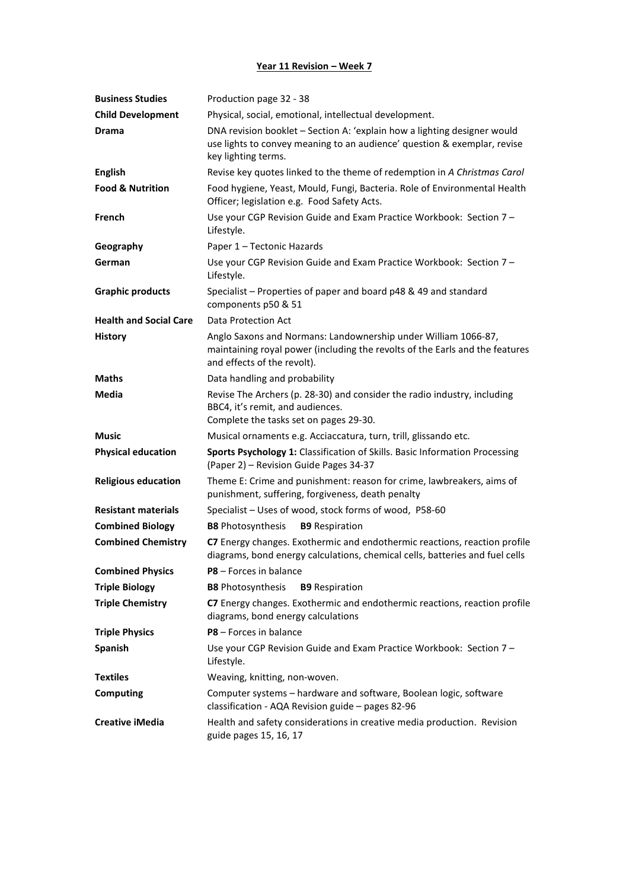# Year 11 Revision – Week 7

| | |
|---|---|
| **Business Studies** | Production page 32 - 38 |
| **Child Development** | Physical, social, emotional, intellectual development. |
| **Drama** | DNA revision booklet – Section A: 'explain how a lighting designer would use lights to convey meaning to an audience' question & exemplar, revise key lighting terms. |
| **English** | Revise key quotes linked to the theme of redemption in *A Christmas Carol* |
| **Food & Nutrition** | Food hygiene, Yeast, Mould, Fungi, Bacteria. Role of Environmental Health Officer; legislation e.g. Food Safety Acts. |
| **French** | Use your CGP Revision Guide and Exam Practice Workbook: Section 7 – Lifestyle. |
| **Geography** | Paper 1 – Tectonic Hazards |
| **German** | Use your CGP Revision Guide and Exam Practice Workbook: Section 7 – Lifestyle. |
| **Graphic products** | Specialist – Properties of paper and board p48 & 49 and standard components p50 & 51 |
| **Health and Social Care** | Data Protection Act |
| **History** | Anglo Saxons and Normans: Landownership under William 1066-87, maintaining royal power (including the revolts of the Earls and the features and effects of the revolt). |
| **Maths** | Data handling and probability |
| **Media** | Revise The Archers (p. 28-30) and consider the radio industry, including BBC4, it's remit, and audiences.<br>Complete the tasks set on pages 29-30. |
| **Music** | Musical ornaments e.g. Acciaccatura, turn, trill, glissando etc. |
| **Physical education** | **Sports Psychology 1:** Classification of Skills. Basic Information Processing (Paper 2) – Revision Guide Pages 34-37 |
| **Religious education** | Theme E: Crime and punishment: reason for crime, lawbreakers, aims of punishment, suffering, forgiveness, death penalty |
| **Resistant materials** | Specialist – Uses of wood, stock forms of wood, P58-60 |
| **Combined Biology** | **B8** Photosynthesis **B9** Respiration |
| **Combined Chemistry** | **C7** Energy changes. Exothermic and endothermic reactions, reaction profile diagrams, bond energy calculations, chemical cells, batteries and fuel cells |
| **Combined Physics** | **P8** – Forces in balance |
| **Triple Biology** | **B8** Photosynthesis **B9** Respiration |
| **Triple Chemistry** | **C7** Energy changes. Exothermic and endothermic reactions, reaction profile diagrams, bond energy calculations |
| **Triple Physics** | **P8** – Forces in balance |
| **Spanish** | Use your CGP Revision Guide and Exam Practice Workbook: Section 7 – Lifestyle. |
| **Textiles** | Weaving, knitting, non-woven. |
| **Computing** | Computer systems – hardware and software, Boolean logic, software classification - AQA Revision guide – pages 82-96 |
| **Creative iMedia** | Health and safety considerations in creative media production. Revision guide pages 15, 16, 17 |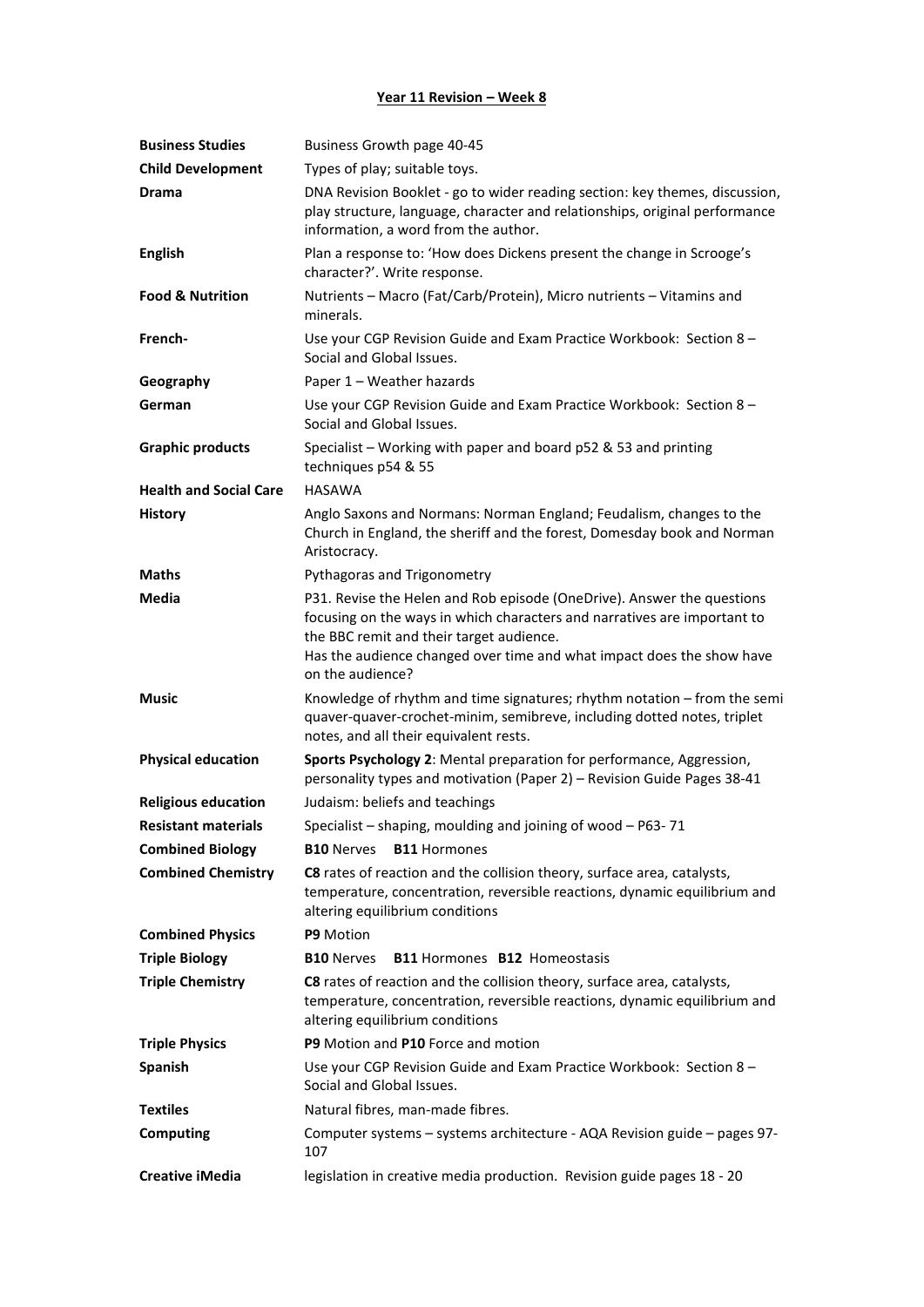## Year 11 Revision – Week 8

| | |
|---|---|
| **Business Studies** | Business Growth page 40-45 |
| **Child Development** | Types of play; suitable toys. |
| **Drama** | DNA Revision Booklet - go to wider reading section: key themes, discussion, play structure, language, character and relationships, original performance information, a word from the author. |
| **English** | Plan a response to: 'How does Dickens present the change in Scrooge's character?'. Write response. |
| **Food & Nutrition** | Nutrients – Macro (Fat/Carb/Protein), Micro nutrients – Vitamins and minerals. |
| **French-** | Use your CGP Revision Guide and Exam Practice Workbook: Section 8 – Social and Global Issues. |
| **Geography** | Paper 1 – Weather hazards |
| **German** | Use your CGP Revision Guide and Exam Practice Workbook: Section 8 – Social and Global Issues. |
| **Graphic products** | Specialist – Working with paper and board p52 & 53 and printing techniques p54 & 55 |
| **Health and Social Care** | HASAWA |
| **History** | Anglo Saxons and Normans: Norman England; Feudalism, changes to the Church in England, the sheriff and the forest, Domesday book and Norman Aristocracy. |
| **Maths** | Pythagoras and Trigonometry |
| **Media** | P31. Revise the Helen and Rob episode (OneDrive). Answer the questions focusing on the ways in which characters and narratives are important to the BBC remit and their target audience.<br>Has the audience changed over time and what impact does the show have on the audience? |
| **Music** | Knowledge of rhythm and time signatures; rhythm notation – from the semi quaver-quaver-crochet-minim, semibreve, including dotted notes, triplet notes, and all their equivalent rests. |
| **Physical education** | **Sports Psychology 2**: Mental preparation for performance, Aggression, personality types and motivation (Paper 2) – Revision Guide Pages 38-41 |
| **Religious education** | Judaism: beliefs and teachings |
| **Resistant materials** | Specialist – shaping, moulding and joining of wood – P63- 71 |
| **Combined Biology** | **B10** Nerves **B11** Hormones |
| **Combined Chemistry** | **C8** rates of reaction and the collision theory, surface area, catalysts, temperature, concentration, reversible reactions, dynamic equilibrium and altering equilibrium conditions |
| **Combined Physics** | **P9** Motion |
| **Triple Biology** | **B10** Nerves **B11** Hormones **B12** Homeostasis |
| **Triple Chemistry** | **C8** rates of reaction and the collision theory, surface area, catalysts, temperature, concentration, reversible reactions, dynamic equilibrium and altering equilibrium conditions |
| **Triple Physics** | **P9** Motion and **P10** Force and motion |
| **Spanish** | Use your CGP Revision Guide and Exam Practice Workbook: Section 8 – Social and Global Issues. |
| **Textiles** | Natural fibres, man-made fibres. |
| **Computing** | Computer systems – systems architecture - AQA Revision guide – pages 97-107 |
| **Creative iMedia** | legislation in creative media production. Revision guide pages 18 - 20 |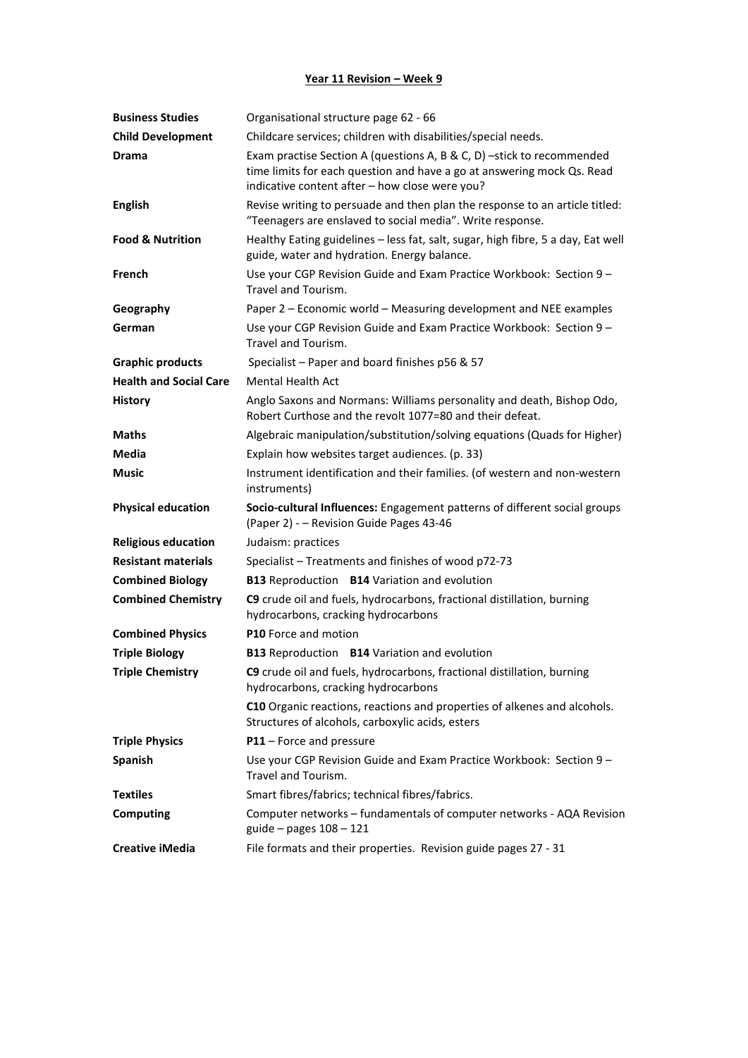# Year 11 Revision – Week 9

| | |
|---|---|
| **Business Studies** | Organisational structure page 62 - 66 |
| **Child Development** | Childcare services; children with disabilities/special needs. |
| **Drama** | Exam practise Section A (questions A, B & C, D) –stick to recommended time limits for each question and have a go at answering mock Qs. Read indicative content after – how close were you? |
| **English** | Revise writing to persuade and then plan the response to an article titled: "Teenagers are enslaved to social media". Write response. |
| **Food & Nutrition** | Healthy Eating guidelines – less fat, salt, sugar, high fibre, 5 a day, Eat well guide, water and hydration. Energy balance. |
| **French** | Use your CGP Revision Guide and Exam Practice Workbook: Section 9 – Travel and Tourism. |
| **Geography** | Paper 2 – Economic world – Measuring development and NEE examples |
| **German** | Use your CGP Revision Guide and Exam Practice Workbook: Section 9 – Travel and Tourism. |
| **Graphic products** | Specialist – Paper and board finishes p56 & 57 |
| **Health and Social Care** | Mental Health Act |
| **History** | Anglo Saxons and Normans: Williams personality and death, Bishop Odo, Robert Curthose and the revolt 1077=80 and their defeat. |
| **Maths** | Algebraic manipulation/substitution/solving equations (Quads for Higher) |
| **Media** | Explain how websites target audiences. (p. 33) |
| **Music** | Instrument identification and their families. (of western and non-western instruments) |
| **Physical education** | **Socio-cultural Influences:** Engagement patterns of different social groups (Paper 2) - – Revision Guide Pages 43-46 |
| **Religious education** | Judaism: practices |
| **Resistant materials** | Specialist – Treatments and finishes of wood p72-73 |
| **Combined Biology** | **B13** Reproduction **B14** Variation and evolution |
| **Combined Chemistry** | **C9** crude oil and fuels, hydrocarbons, fractional distillation, burning hydrocarbons, cracking hydrocarbons |
| **Combined Physics** | **P10** Force and motion |
| **Triple Biology** | **B13** Reproduction **B14** Variation and evolution |
| **Triple Chemistry** | **C9** crude oil and fuels, hydrocarbons, fractional distillation, burning hydrocarbons, cracking hydrocarbons |
| | **C10** Organic reactions, reactions and properties of alkenes and alcohols. Structures of alcohols, carboxylic acids, esters |
| **Triple Physics** | **P11** – Force and pressure |
| **Spanish** | Use your CGP Revision Guide and Exam Practice Workbook: Section 9 – Travel and Tourism. |
| **Textiles** | Smart fibres/fabrics; technical fibres/fabrics. |
| **Computing** | Computer networks – fundamentals of computer networks - AQA Revision guide – pages 108 – 121 |
| **Creative iMedia** | File formats and their properties. Revision guide pages 27 - 31 |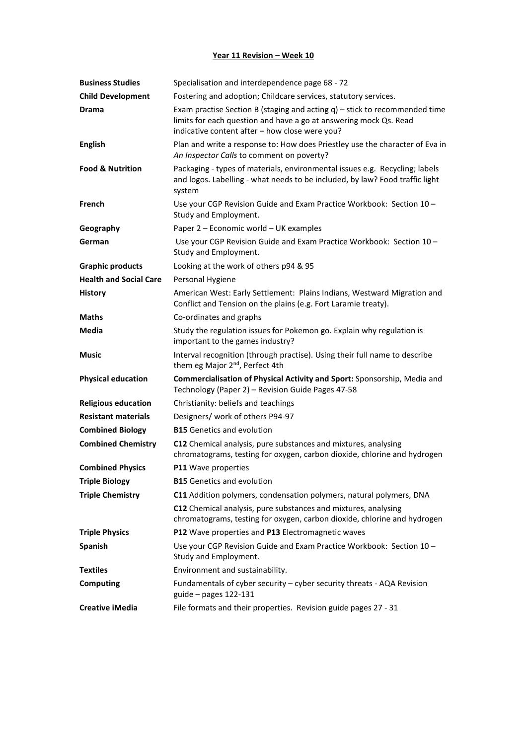# Year 11 Revision – Week 10

| | |
|---|---|
| **Business Studies** | Specialisation and interdependence page 68 - 72 |
| **Child Development** | Fostering and adoption; Childcare services, statutory services. |
| **Drama** | Exam practise Section B (staging and acting q) – stick to recommended time limits for each question and have a go at answering mock Qs. Read indicative content after – how close were you? |
| **English** | Plan and write a response to: How does Priestley use the character of Eva in *An Inspector Calls* to comment on poverty? |
| **Food & Nutrition** | Packaging - types of materials, environmental issues e.g. Recycling; labels and logos. Labelling - what needs to be included, by law? Food traffic light system |
| **French** | Use your CGP Revision Guide and Exam Practice Workbook: Section 10 – Study and Employment. |
| **Geography** | Paper 2 – Economic world – UK examples |
| **German** | Use your CGP Revision Guide and Exam Practice Workbook: Section 10 – Study and Employment. |
| **Graphic products** | Looking at the work of others p94 & 95 |
| **Health and Social Care** | Personal Hygiene |
| **History** | American West: Early Settlement: Plains Indians, Westward Migration and Conflict and Tension on the plains (e.g. Fort Laramie treaty). |
| **Maths** | Co-ordinates and graphs |
| **Media** | Study the regulation issues for Pokemon go. Explain why regulation is important to the games industry? |
| **Music** | Interval recognition (through practise). Using their full name to describe them eg Major 2nd, Perfect 4th |
| **Physical education** | **Commercialisation of Physical Activity and Sport:** Sponsorship, Media and Technology (Paper 2) – Revision Guide Pages 47-58 |
| **Religious education** | Christianity: beliefs and teachings |
| **Resistant materials** | Designers/ work of others P94-97 |
| **Combined Biology** | **B15** Genetics and evolution |
| **Combined Chemistry** | **C12** Chemical analysis, pure substances and mixtures, analysing chromatograms, testing for oxygen, carbon dioxide, chlorine and hydrogen |
| **Combined Physics** | **P11** Wave properties |
| **Triple Biology** | **B15** Genetics and evolution |
| **Triple Chemistry** | **C11** Addition polymers, condensation polymers, natural polymers, DNA |
| | **C12** Chemical analysis, pure substances and mixtures, analysing chromatograms, testing for oxygen, carbon dioxide, chlorine and hydrogen |
| **Triple Physics** | **P12** Wave properties and **P13** Electromagnetic waves |
| **Spanish** | Use your CGP Revision Guide and Exam Practice Workbook: Section 10 – Study and Employment. |
| **Textiles** | Environment and sustainability. |
| **Computing** | Fundamentals of cyber security – cyber security threats - AQA Revision guide – pages 122-131 |
| **Creative iMedia** | File formats and their properties. Revision guide pages 27 - 31 |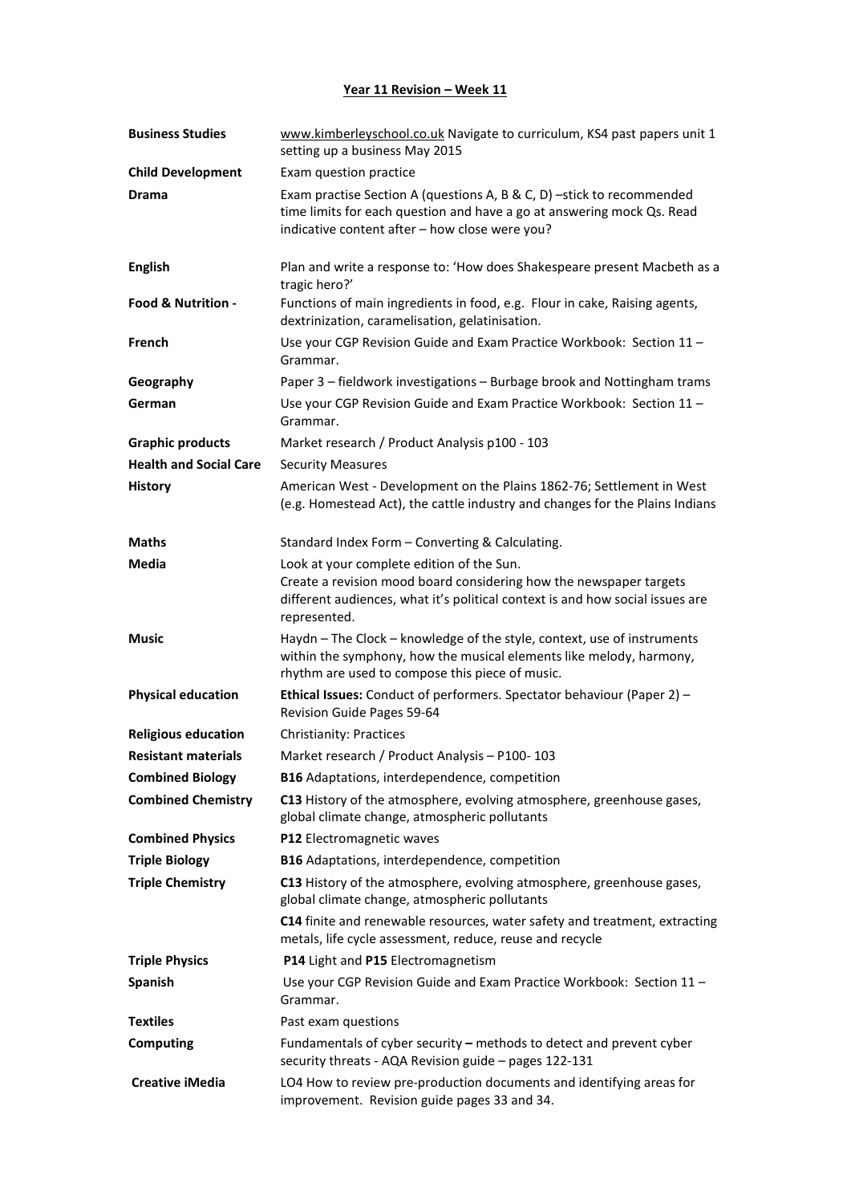# Year 11 Revision – Week 11

| | |
|---|---|
| **Business Studies** | www.kimberleyschool.co.uk Navigate to curriculum, KS4 past papers unit 1 setting up a business May 2015 |
| **Child Development** | Exam question practice |
| **Drama** | Exam practise Section A (questions A, B & C, D) –stick to recommended time limits for each question and have a go at answering mock Qs. Read indicative content after – how close were you? |
| **English** | Plan and write a response to: 'How does Shakespeare present Macbeth as a tragic hero?' |
| **Food & Nutrition -** | Functions of main ingredients in food, e.g. Flour in cake, Raising agents, dextrinization, caramelisation, gelatinisation. |
| **French** | Use your CGP Revision Guide and Exam Practice Workbook: Section 11 – Grammar. |
| **Geography** | Paper 3 – fieldwork investigations – Burbage brook and Nottingham trams |
| **German** | Use your CGP Revision Guide and Exam Practice Workbook: Section 11 – Grammar. |
| **Graphic products** | Market research / Product Analysis p100 - 103 |
| **Health and Social Care** | Security Measures |
| **History** | American West - Development on the Plains 1862-76; Settlement in West (e.g. Homestead Act), the cattle industry and changes for the Plains Indians |
| **Maths** | Standard Index Form – Converting & Calculating. |
| **Media** | Look at your complete edition of the Sun. Create a revision mood board considering how the newspaper targets different audiences, what it's political context is and how social issues are represented. |
| **Music** | Haydn – The Clock – knowledge of the style, context, use of instruments within the symphony, how the musical elements like melody, harmony, rhythm are used to compose this piece of music. |
| **Physical education** | **Ethical Issues:** Conduct of performers. Spectator behaviour (Paper 2) – Revision Guide Pages 59-64 |
| **Religious education** | Christianity: Practices |
| **Resistant materials** | Market research / Product Analysis – P100- 103 |
| **Combined Biology** | **B16** Adaptations, interdependence, competition |
| **Combined Chemistry** | **C13** History of the atmosphere, evolving atmosphere, greenhouse gases, global climate change, atmospheric pollutants |
| **Combined Physics** | **P12** Electromagnetic waves |
| **Triple Biology** | **B16** Adaptations, interdependence, competition |
| **Triple Chemistry** | **C13** History of the atmosphere, evolving atmosphere, greenhouse gases, global climate change, atmospheric pollutants |
| | **C14** finite and renewable resources, water safety and treatment, extracting metals, life cycle assessment, reduce, reuse and recycle |
| **Triple Physics** | **P14** Light and **P15** Electromagnetism |
| **Spanish** | Use your CGP Revision Guide and Exam Practice Workbook: Section 11 – Grammar. |
| **Textiles** | Past exam questions |
| **Computing** | Fundamentals of cyber security **–** methods to detect and prevent cyber security threats - AQA Revision guide – pages 122-131 |
| **Creative iMedia** | LO4 How to review pre-production documents and identifying areas for improvement. Revision guide pages 33 and 34. |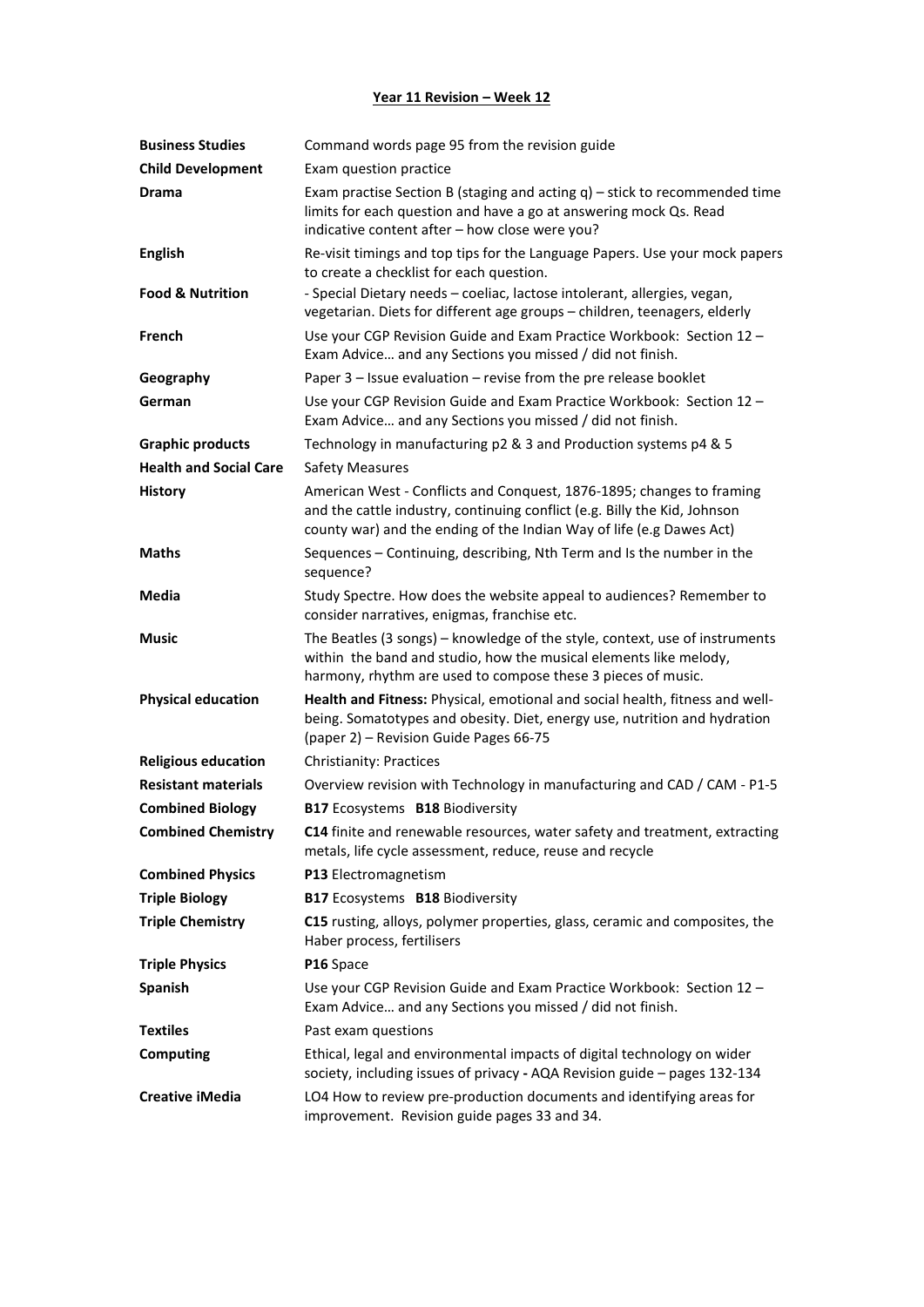# Year 11 Revision – Week 12

| | |
|---|---|
| **Business Studies** | Command words page 95 from the revision guide |
| **Child Development** | Exam question practice |
| **Drama** | Exam practise Section B (staging and acting q) – stick to recommended time limits for each question and have a go at answering mock Qs. Read indicative content after – how close were you? |
| **English** | Re-visit timings and top tips for the Language Papers. Use your mock papers to create a checklist for each question. |
| **Food & Nutrition** | - Special Dietary needs – coeliac, lactose intolerant, allergies, vegan, vegetarian. Diets for different age groups – children, teenagers, elderly |
| **French** | Use your CGP Revision Guide and Exam Practice Workbook: Section 12 – Exam Advice… and any Sections you missed / did not finish. |
| **Geography** | Paper 3 – Issue evaluation – revise from the pre release booklet |
| **German** | Use your CGP Revision Guide and Exam Practice Workbook: Section 12 – Exam Advice… and any Sections you missed / did not finish. |
| **Graphic products** | Technology in manufacturing p2 & 3 and Production systems p4 & 5 |
| **Health and Social Care** | Safety Measures |
| **History** | American West - Conflicts and Conquest, 1876-1895; changes to framing and the cattle industry, continuing conflict (e.g. Billy the Kid, Johnson county war) and the ending of the Indian Way of life (e.g Dawes Act) |
| **Maths** | Sequences – Continuing, describing, Nth Term and Is the number in the sequence? |
| **Media** | Study Spectre. How does the website appeal to audiences? Remember to consider narratives, enigmas, franchise etc. |
| **Music** | The Beatles (3 songs) – knowledge of the style, context, use of instruments within the band and studio, how the musical elements like melody, harmony, rhythm are used to compose these 3 pieces of music. |
| **Physical education** | **Health and Fitness:** Physical, emotional and social health, fitness and well-being. Somatotypes and obesity. Diet, energy use, nutrition and hydration (paper 2) – Revision Guide Pages 66-75 |
| **Religious education** | Christianity: Practices |
| **Resistant materials** | Overview revision with Technology in manufacturing and CAD / CAM - P1-5 |
| **Combined Biology** | **B17** Ecosystems **B18** Biodiversity |
| **Combined Chemistry** | **C14** finite and renewable resources, water safety and treatment, extracting metals, life cycle assessment, reduce, reuse and recycle |
| **Combined Physics** | **P13** Electromagnetism |
| **Triple Biology** | **B17** Ecosystems **B18** Biodiversity |
| **Triple Chemistry** | **C15** rusting, alloys, polymer properties, glass, ceramic and composites, the Haber process, fertilisers |
| **Triple Physics** | **P16** Space |
| **Spanish** | Use your CGP Revision Guide and Exam Practice Workbook: Section 12 – Exam Advice… and any Sections you missed / did not finish. |
| **Textiles** | Past exam questions |
| **Computing** | Ethical, legal and environmental impacts of digital technology on wider society, including issues of privacy - AQA Revision guide – pages 132-134 |
| **Creative iMedia** | LO4 How to review pre-production documents and identifying areas for improvement. Revision guide pages 33 and 34. |